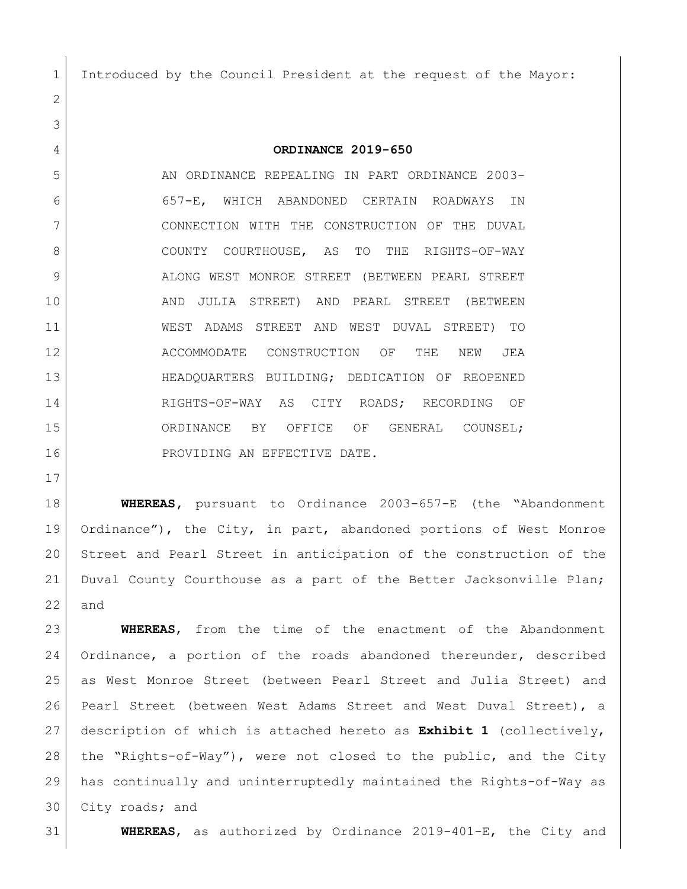Introduced by the Council President at the request of the Mayor:

**ORDINANCE 2019-650**

AN ORDINANCE REPEALING IN PART ORDINANCE 2003-657-E, WHICH ABANDONED CERTAIN ROADWAYS IN CONNECTION WITH THE CONSTRUCTION OF THE DUVAL COUNTY COURTHOUSE, AS TO THE RIGHTS-OF-WAY ALONG WEST MONROE STREET (BETWEEN PEARL STREET AND JULIA STREET) AND PEARL STREET (BETWEEN WEST ADAMS STREET AND WEST DUVAL STREET) TO ACCOMMODATE CONSTRUCTION OF THE NEW JEA HEADQUARTERS BUILDING; DEDICATION OF REOPENED RIGHTS-OF-WAY AS CITY ROADS; RECORDING OF ORDINANCE BY OFFICE OF GENERAL COUNSEL; PROVIDING AN EFFECTIVE DATE.

**WHEREAS**, pursuant to Ordinance 2003-657-E (the "Abandonment Ordinance"), the City, in part, abandoned portions of West Monroe Street and Pearl Street in anticipation of the construction of the Duval County Courthouse as a part of the Better Jacksonville Plan; and

**WHEREAS**, from the time of the enactment of the Abandonment Ordinance, a portion of the roads abandoned thereunder, described as West Monroe Street (between Pearl Street and Julia Street) and Pearl Street (between West Adams Street and West Duval Street), a description of which is attached hereto as **Exhibit 1** (collectively, the "Rights-of-Way"), were not closed to the public, and the City has continually and uninterruptedly maintained the Rights-of-Way as City roads; and

**WHEREAS**, as authorized by Ordinance 2019-401-E, the City and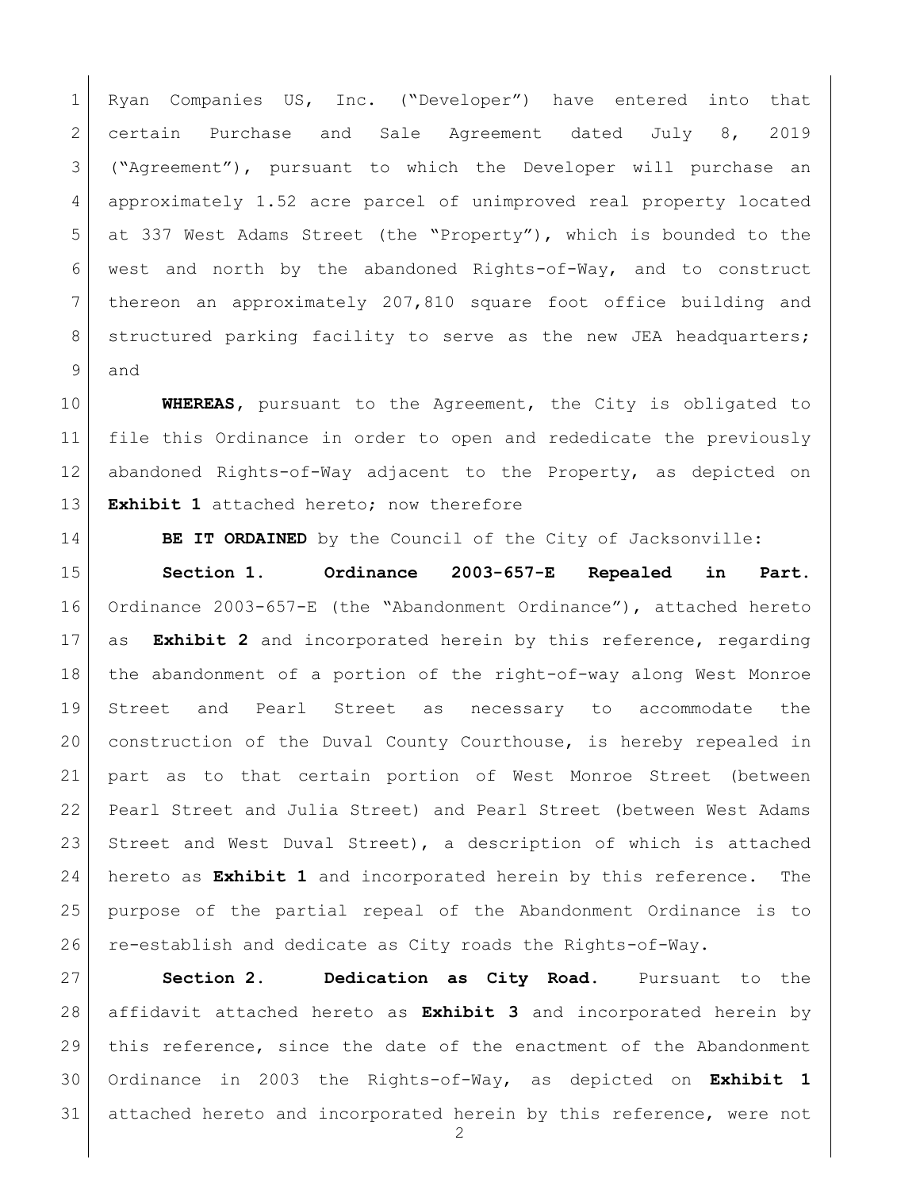Ryan Companies US, Inc. ("Developer") have entered into that certain Purchase and Sale Agreement dated July 8, 2019 ("Agreement"), pursuant to which the Developer will purchase an approximately 1.52 acre parcel of unimproved real property located at 337 West Adams Street (the "Property"), which is bounded to the west and north by the abandoned Rights-of-Way, and to construct thereon an approximately 207,810 square foot office building and structured parking facility to serve as the new JEA headquarters; and

**WHEREAS,** pursuant to the Agreement, the City is obligated to file this Ordinance in order to open and rededicate the previously abandoned Rights-of-Way adjacent to the Property, as depicted on **Exhibit 1** attached hereto; now therefore

**BE IT ORDAINED** by the Council of the City of Jacksonville:

**Section 1. Ordinance 2003-657-E Repealed in Part.** Ordinance 2003-657-E (the "Abandonment Ordinance"), attached hereto as **Exhibit 2** and incorporated herein by this reference, regarding the abandonment of a portion of the right-of-way along West Monroe Street and Pearl Street as necessary to accommodate the construction of the Duval County Courthouse, is hereby repealed in part as to that certain portion of West Monroe Street (between Pearl Street and Julia Street) and Pearl Street (between West Adams Street and West Duval Street), a description of which is attached hereto as **Exhibit 1** and incorporated herein by this reference. The purpose of the partial repeal of the Abandonment Ordinance is to re-establish and dedicate as City roads the Rights-of-Way.

**Section 2. Dedication as City Road.** Pursuant to the affidavit attached hereto as **Exhibit 3** and incorporated herein by this reference, since the date of the enactment of the Abandonment Ordinance in 2003 the Rights-of-Way, as depicted on **Exhibit 1** attached hereto and incorporated herein by this reference, were not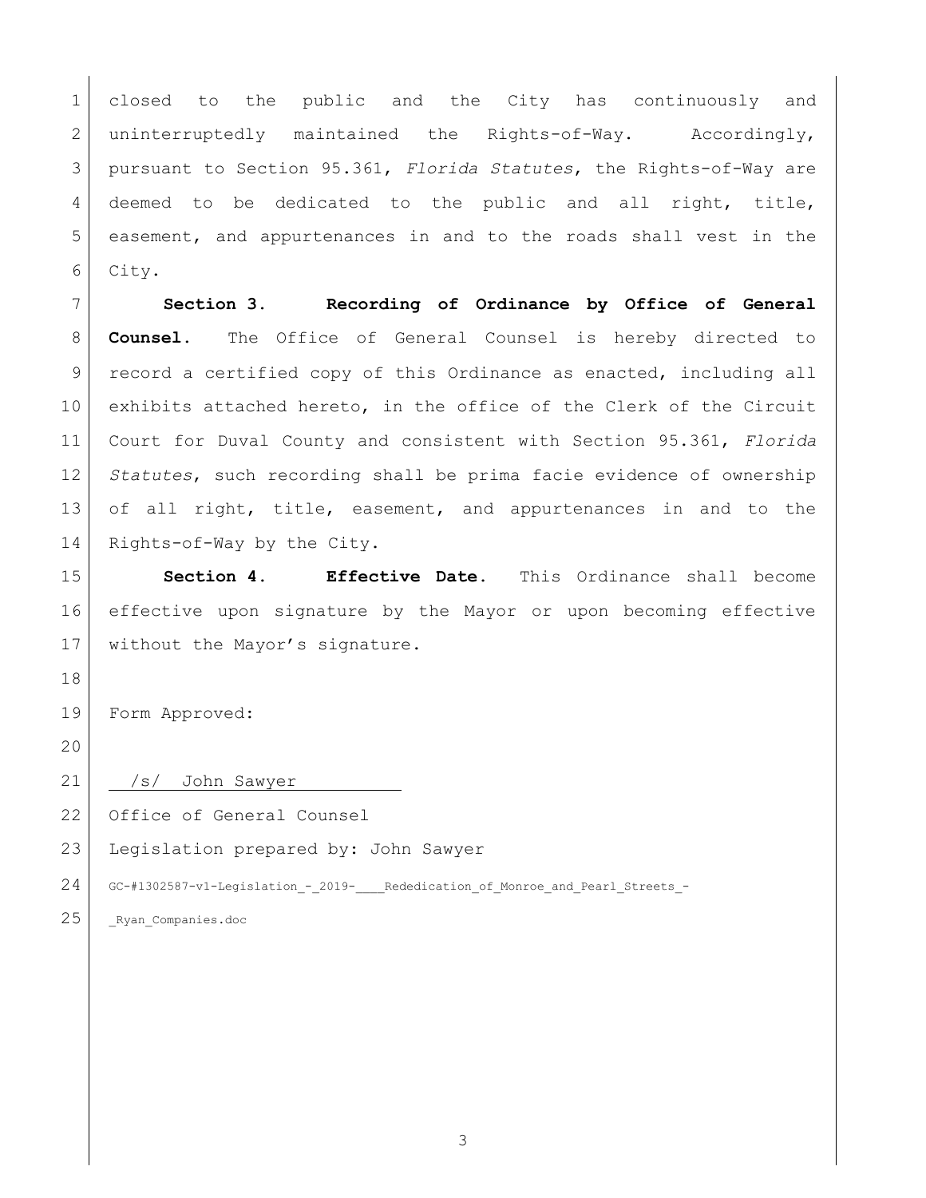closed to the public and the City has continuously and uninterruptedly maintained the Rights-of-Way. Accordingly, pursuant to Section 95.361, *Florida Statutes*, the Rights-of-Way are deemed to be dedicated to the public and all right, title, easement, and appurtenances in and to the roads shall vest in the City.

**Section 3. Recording of Ordinance by Office of General Counsel.** The Office of General Counsel is hereby directed to record a certified copy of this Ordinance as enacted, including all exhibits attached hereto, in the office of the Clerk of the Circuit Court for Duval County and consistent with Section 95.361, *Florida Statutes*, such recording shall be prima facie evidence of ownership of all right, title, easement, and appurtenances in and to the Rights-of-Way by the City.

**Section 4. Effective Date.** This Ordinance shall become effective upon signature by the Mayor or upon becoming effective without the Mayor's signature.

Form Approved:

/s/ John Sawyer

Office of General Counsel

Legislation prepared by: John Sawyer

GC-#1302587-v1-Legislation_-_2019-____Rededication_of_Monroe_and_Pearl_Streets_-_Ryan_Companies.doc